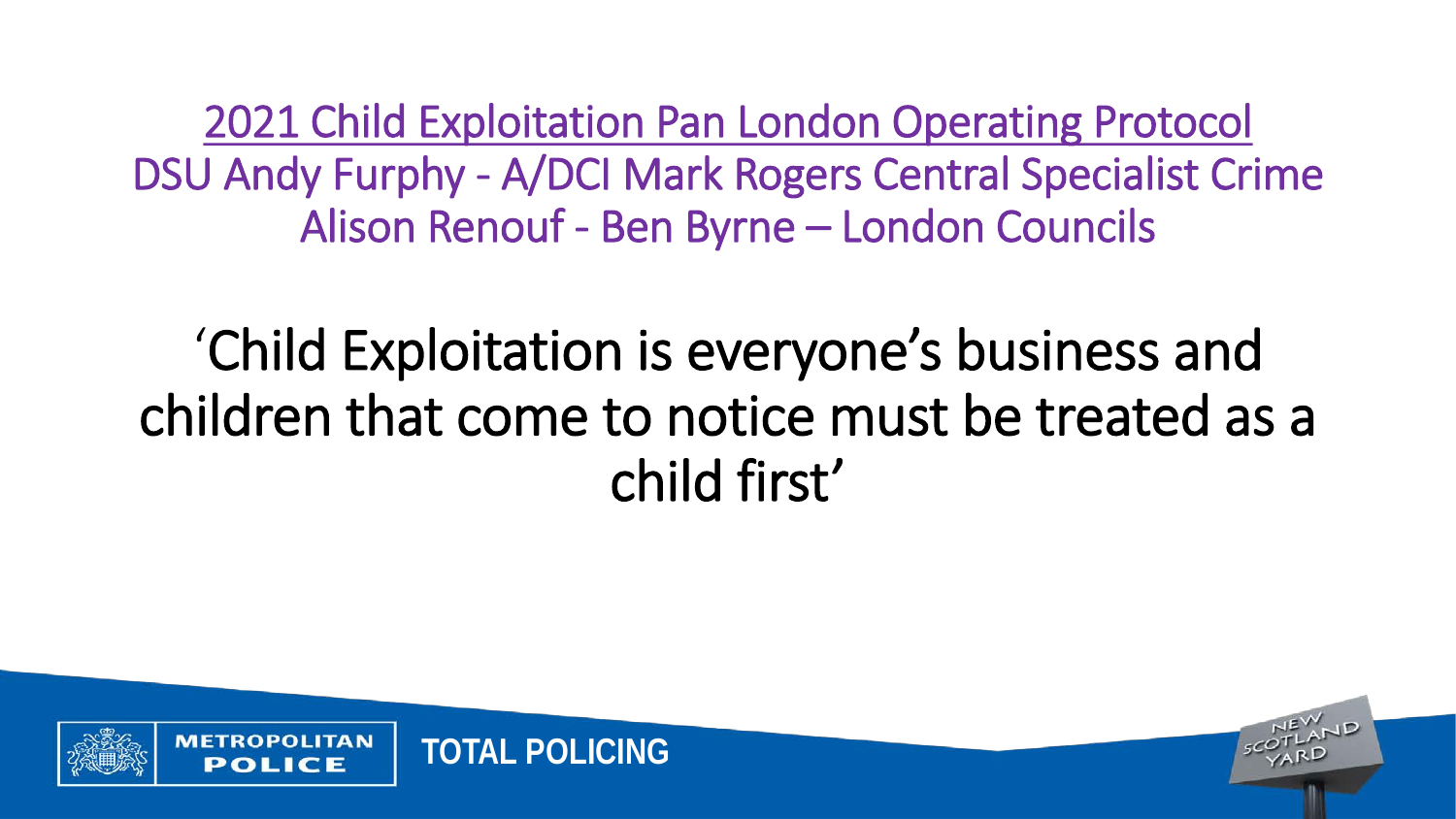# 2021 Child Exploitation Pan London Operating Protocol

DSU Andy Furphy - A/DCI Mark Rogers Central Specialist Crime

Alison Renouf - Ben Byrne – London Councils

## 'Child Exploitation is everyone's business and children that come to notice must be treated as a child first'

METROPOLITAN POLICE

TOTAL POLICING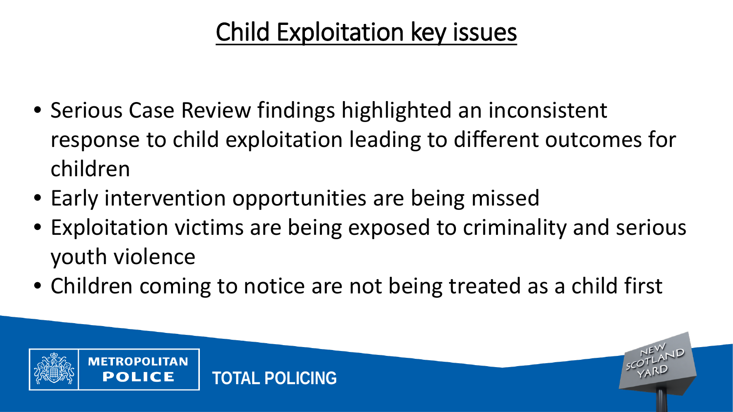# Child Exploitation key issues

- Serious Case Review findings highlighted an inconsistent response to child exploitation leading to different outcomes for children
- Early intervention opportunities are being missed
- Exploitation victims are being exposed to criminality and serious youth violence
- Children coming to notice are not being treated as a child first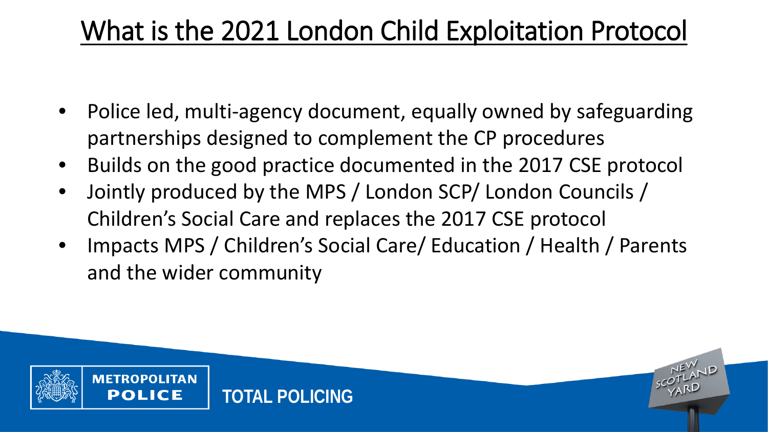# What is the 2021 London Child Exploitation Protocol

- Police led, multi-agency document, equally owned by safeguarding partnerships designed to complement the CP procedures
- Builds on the good practice documented in the 2017 CSE protocol
- Jointly produced by the MPS / London SCP/ London Councils / Children's Social Care and replaces the 2017 CSE protocol
- Impacts MPS / Children's Social Care/ Education / Health / Parents and the wider community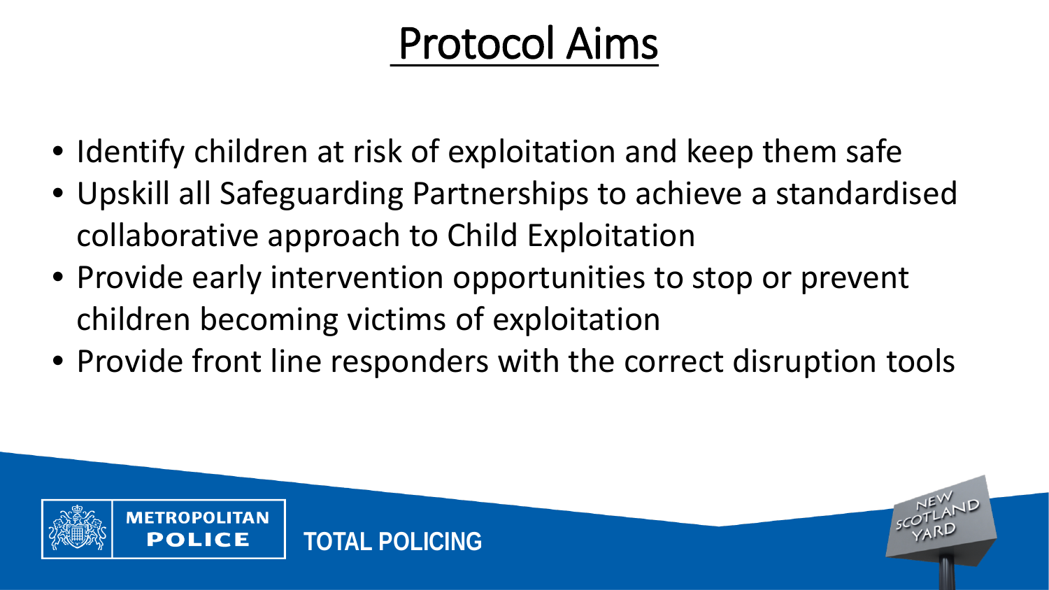# Protocol Aims

- Identify children at risk of exploitation and keep them safe
- Upskill all Safeguarding Partnerships to achieve a standardised collaborative approach to Child Exploitation
- Provide early intervention opportunities to stop or prevent children becoming victims of exploitation
- Provide front line responders with the correct disruption tools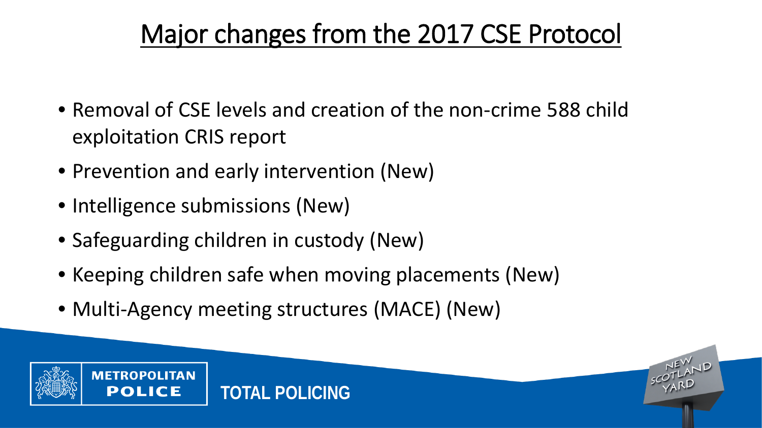# Major changes from the 2017 CSE Protocol

- Removal of CSE levels and creation of the non-crime 588 child exploitation CRIS report
- Prevention and early intervention (New)
- Intelligence submissions (New)
- Safeguarding children in custody (New)
- Keeping children safe when moving placements (New)
- Multi-Agency meeting structures (MACE) (New)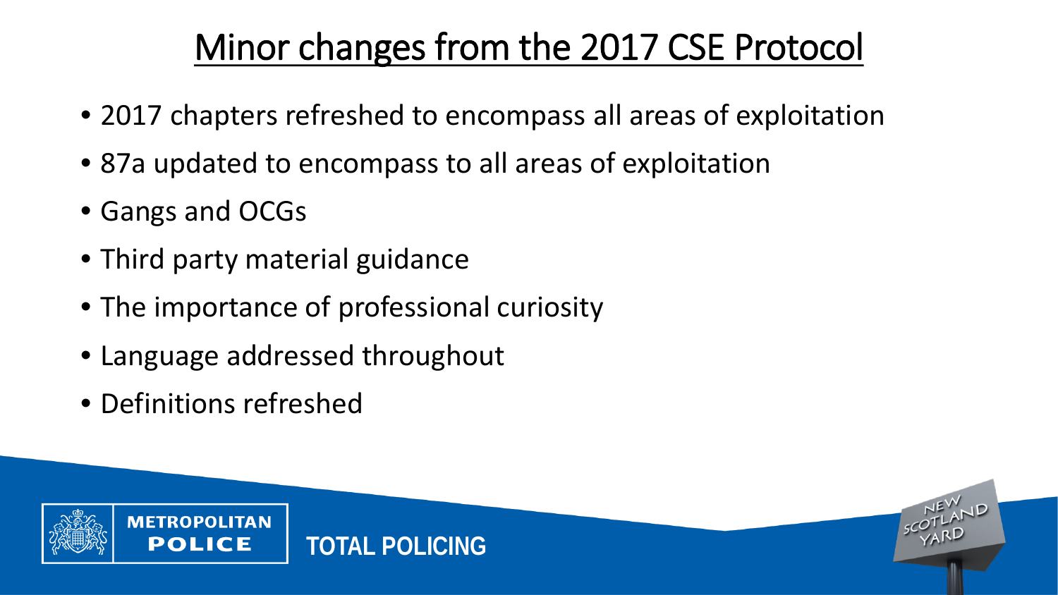# Minor changes from the 2017 CSE Protocol

- 2017 chapters refreshed to encompass all areas of exploitation
- 87a updated to encompass to all areas of exploitation
- Gangs and OCGs
- Third party material guidance
- The importance of professional curiosity
- Language addressed throughout
- Definitions refreshed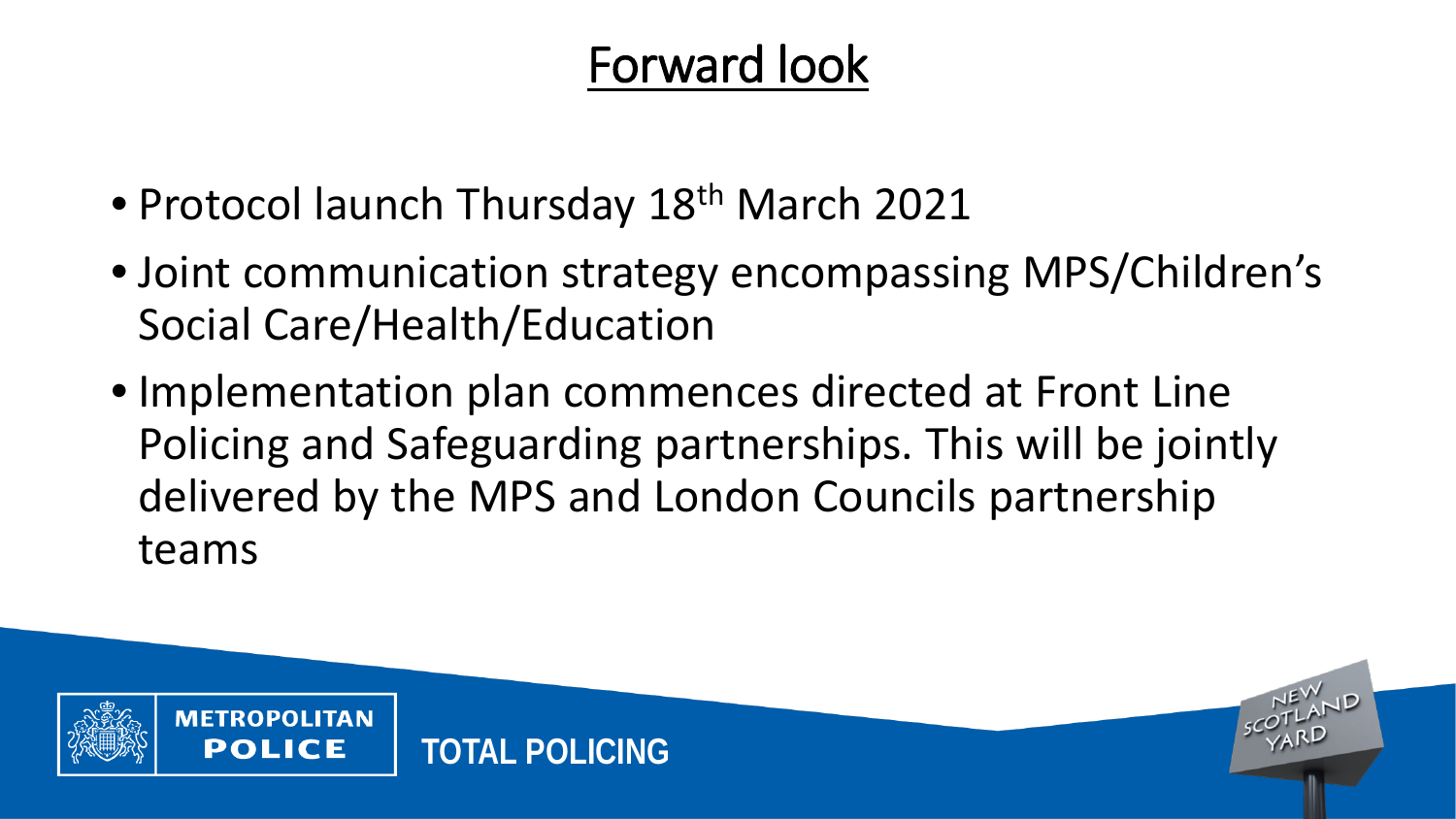# Forward look

- Protocol launch Thursday 18th March 2021
- Joint communication strategy encompassing MPS/Children's Social Care/Health/Education
- Implementation plan commences directed at Front Line Policing and Safeguarding partnerships. This will be jointly delivered by the MPS and London Councils partnership teams